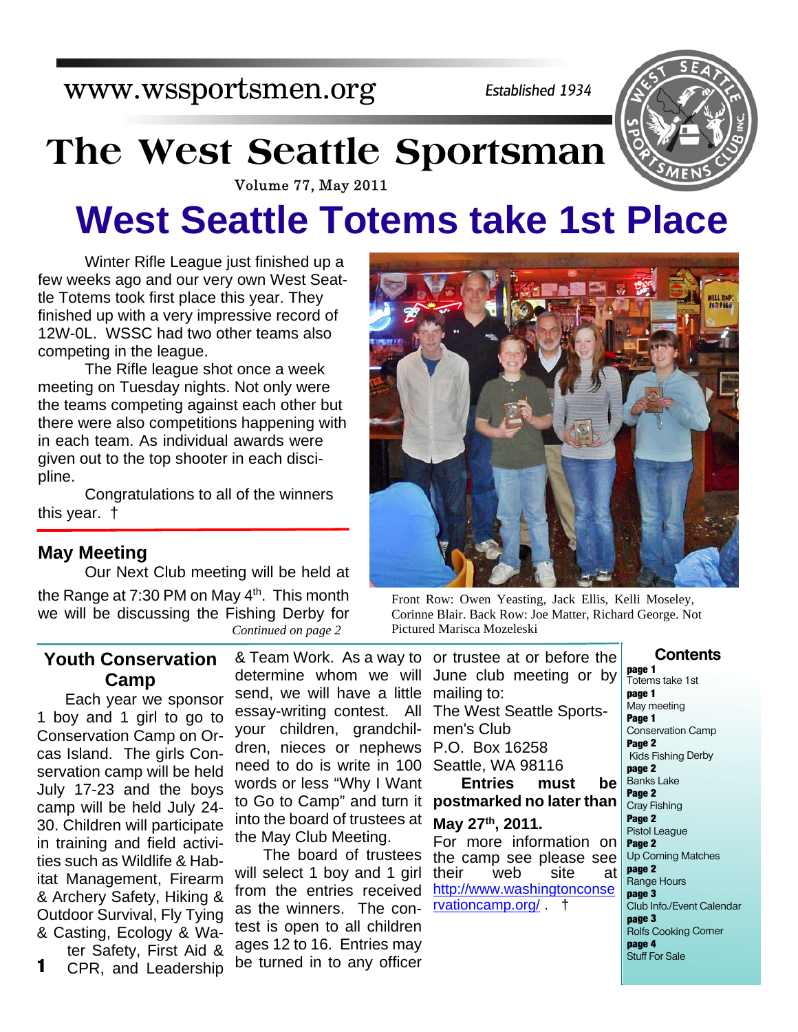www.wssportsmen.org

*Established 1934*

# The West Seattle Sportsman

Volume 77, May 2011

# West Seattle Totems take 1st Place

Winter Rifle League just finished up a few weeks ago and our very own West Seattle Totems took first place this year. They finished up with a very impressive record of 12W-0L. WSSC had two other teams also competing in the league.

The Rifle league shot once a week meeting on Tuesday nights. Not only were the teams competing against each other but there were also competitions happening with in each team. As individual awards were given out to the top shooter in each discipline.

Congratulations to all of the winners this year. †

Front Row: Owen Yeasting, Jack Ellis, Kelli Moseley, Corinne Blair. Back Row: Joe Matter, Richard George. Not Pictured Marisca Mozeleski

## May Meeting

Our Next Club meeting will be held at the Range at 7:30 PM on May 4th. This month we will be discussing the Fishing Derby for

*Continued on page 2*

## Youth Conservation Camp

Each year we sponsor 1 boy and 1 girl to go to Conservation Camp on Orcas Island. The girls Conservation camp will be held July 17-23 and the boys camp will be held July 24-30. Children will participate in training and field activities such as Wildlife & Habitat Management, Firearm & Archery Safety, Hiking & Outdoor Survival, Fly Tying & Casting, Ecology & Water Safety, First Aid & CPR, and Leadership & Team Work. As a way to determine whom we will send, we will have a little essay-writing contest. All your children, grandchildren, nieces or nephews need to do is write in 100 words or less “Why I Want to Go to Camp” and turn it into the board of trustees at the May Club Meeting.

The board of trustees will select 1 boy and 1 girl from the entries received as the winners. The contest is open to all children ages 12 to 16. Entries may be turned in to any officer or trustee at or before the June club meeting or by mailing to:

The West Seattle Sportsmen's Club
P.O. Box 16258
Seattle, WA 98116

**Entries must be postmarked no later than May 27th, 2011.**

For more information on the camp see please see their web site at http://www.washingtonconservationcamp.org/ . †

### Contents

- **page 1** Totems take 1st
- **page 1** May meeting
- **Page 1** Conservation Camp
- **Page 2** Kids Fishing Derby
- **page 2** Banks Lake
- **Page 2** Cray Fishing
- **Page 2** Pistol League
- **Page 2** Up Coming Matches
- **page 2** Range Hours
- **page 3** Club Info./Event Calendar
- **page 3** Rolfs Cooking Corner
- **page 4** Stuff For Sale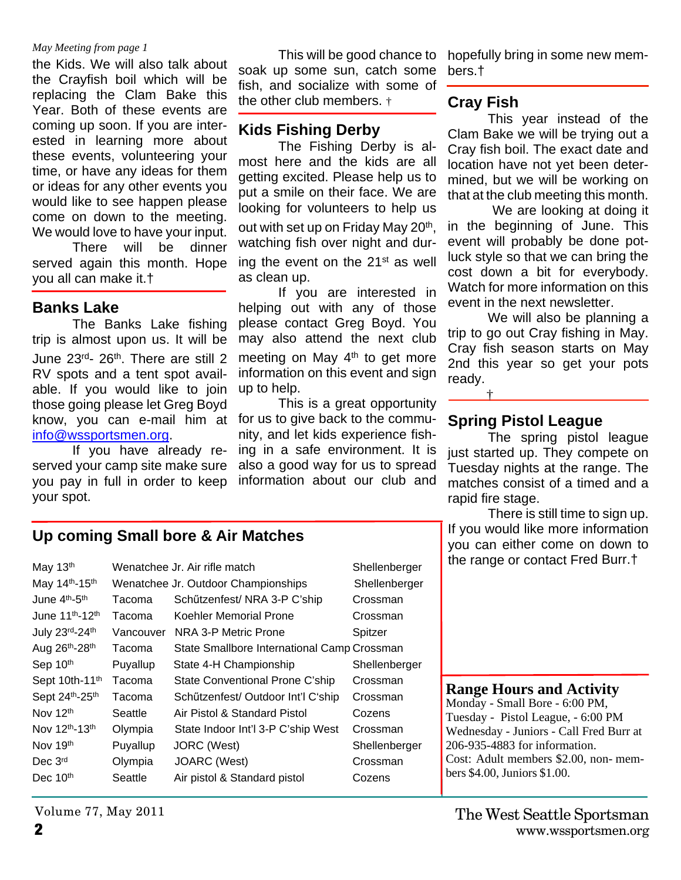*May Meeting from page 1*

the Kids. We will also talk about the Crayfish boil which will be replacing the Clam Bake this Year. Both of these events are coming up soon. If you are interested in learning more about these events, volunteering your time, or have any ideas for them or ideas for any other events you would like to see happen please come on down to the meeting. We would love to have your input.

There will be dinner served again this month. Hope you all can make it.†

## Banks Lake

The Banks Lake fishing trip is almost upon us. It will be June 23rd- 26th. There are still 2 RV spots and a tent spot available. If you would like to join those going please let Greg Boyd know, you can e-mail him at info@wssportsmen.org.

If you have already reserved your camp site make sure you pay in full in order to keep your spot.

This will be good chance to soak up some sun, catch some fish, and socialize with some of the other club members. †

## Kids Fishing Derby

The Fishing Derby is almost here and the kids are all getting excited. Please help us to put a smile on their face. We are looking for volunteers to help us out with set up on Friday May 20th, watching fish over night and during the event on the 21st as well as clean up.

If you are interested in helping out with any of those please contact Greg Boyd. You may also attend the next club meeting on May 4th to get more information on this event and sign up to help.

This is a great opportunity for us to give back to the community, and let kids experience fishing in a safe environment. It is also a good way for us to spread information about our club and hopefully bring in some new members.†

## Cray Fish

This year instead of the Clam Bake we will be trying out a Cray fish boil. The exact date and location have not yet been determined, but we will be working on that at the club meeting this month.

We are looking at doing it in the beginning of June. This event will probably be done potluck style so that we can bring the cost down a bit for everybody. Watch for more information on this event in the next newsletter.

We will also be planning a trip to go out Cray fishing in May. Cray fish season starts on May 2nd this year so get your pots ready.

†

## Spring Pistol League

The spring pistol league just started up. They compete on Tuesday nights at the range. The matches consist of a timed and a rapid fire stage.

There is still time to sign up. If you would like more information you can either come on down to the range or contact Fred Burr.†

## Up coming Small bore & Air Matches

| Date | Location | Event | Contact |
|---|---|---|---|
| May 13th | Wenatchee | Jr. Air rifle match | Shellenberger |
| May 14th-15th | Wenatchee | Jr. Outdoor Championships | Shellenberger |
| June 4th-5th | Tacoma | Schűtzenfest/ NRA 3-P C'ship | Crossman |
| June 11th-12th | Tacoma | Koehler Memorial Prone | Crossman |
| July 23rd-24th | Vancouver | NRA 3-P Metric Prone | Spitzer |
| Aug 26th-28th | Tacoma | State Smallbore International Camp | Crossman |
| Sep 10th | Puyallup | State 4-H Championship | Shellenberger |
| Sept 10th-11th | Tacoma | State Conventional Prone C'ship | Crossman |
| Sept 24th-25th | Tacoma | Schűtzenfest/ Outdoor Int'l C'ship | Crossman |
| Nov 12th | Seattle | Air Pistol & Standard Pistol | Cozens |
| Nov 12th-13th | Olympia | State Indoor Int'l 3-P C'ship West | Crossman |
| Nov 19th | Puyallup | JORC (West) | Shellenberger |
| Dec 3rd | Olympia | JOARC (West) | Crossman |
| Dec 10th | Seattle | Air pistol & Standard pistol | Cozens |

## Range Hours and Activity

Monday - Small Bore - 6:00 PM,
Tuesday - Pistol League, - 6:00 PM
Wednesday - Juniors - Call Fred Burr at 206-935-4883 for information.
Cost: Adult members $2.00, non- members $4.00, Juniors $1.00.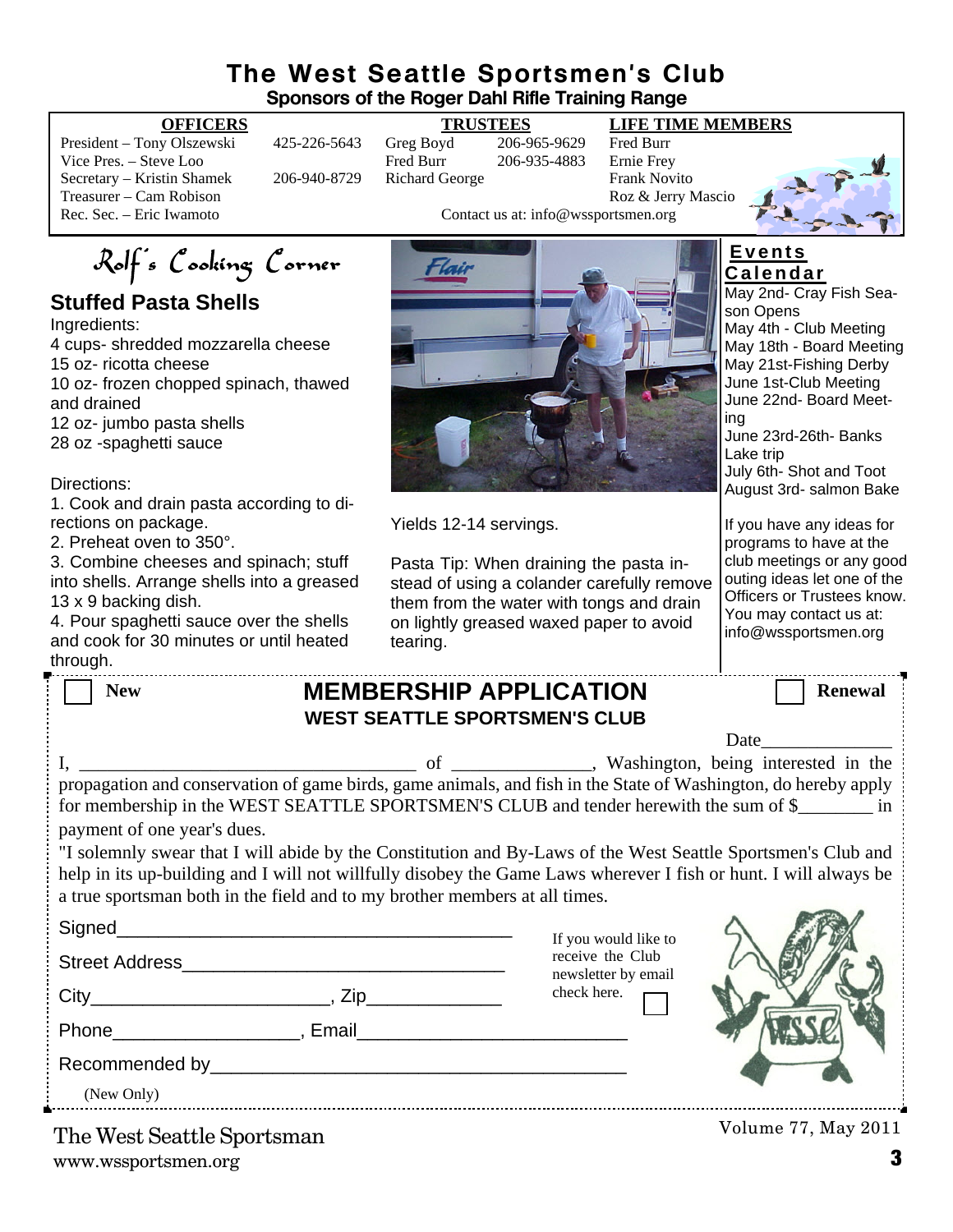# The West Seattle Sportsmen's Club

**Sponsors of the Roger Dahl Rifle Training Range**

| OFFICERS | | TRUSTEES | | LIFE TIME MEMBERS |
|---|---|---|---|---|
| President – Tony Olszewski | 425-226-5643 | Greg Boyd | 206-965-9629 | Fred Burr |
| Vice Pres. – Steve Loo | | Fred Burr | 206-935-4883 | Ernie Frey |
| Secretary – Kristin Shamek | 206-940-8729 | Richard George | | Frank Novito |
| Treasurer – Cam Robison | | | | Roz & Jerry Mascio |
| Rec. Sec. – Eric Iwamoto | | | | |

Contact us at: info@wssportsmen.org

## Rolf's Cooking Corner

### Stuffed Pasta Shells

Ingredients:
4 cups- shredded mozzarella cheese
15 oz- ricotta cheese
10 oz- frozen chopped spinach, thawed and drained
12 oz- jumbo pasta shells
28 oz -spaghetti sauce

Directions:
1. Cook and drain pasta according to directions on package.
2. Preheat oven to 350°.
3. Combine cheeses and spinach; stuff into shells. Arrange shells into a greased 13 x 9 backing dish.
4. Pour spaghetti sauce over the shells and cook for 30 minutes or until heated through.

Yields 12-14 servings.

Pasta Tip: When draining the pasta instead of using a colander carefully remove them from the water with tongs and drain on lightly greased waxed paper to avoid tearing.

## Events Calendar

May 2nd- Cray Fish Season Opens
May 4th - Club Meeting
May 18th - Board Meeting
May 21st-Fishing Derby
June 1st-Club Meeting
June 22nd- Board Meeting
June 23rd-26th- Banks Lake trip
July 6th- Shot and Toot
August 3rd- salmon Bake

If you have any ideas for programs to have at the club meetings or any good outing ideas let one of the Officers or Trustees know. You may contact us at: info@wssportsmen.org

---

☐ New **MEMBERSHIP APPLICATION** ☐ Renewal

**WEST SEATTLE SPORTSMEN'S CLUB**

Date______________

I, ____________________________________ of _______________, Washington, being interested in the propagation and conservation of game birds, game animals, and fish in the State of Washington, do hereby apply for membership in the WEST SEATTLE SPORTSMEN'S CLUB and tender herewith the sum of $________ in payment of one year's dues.

"I solemnly swear that I will abide by the Constitution and By-Laws of the West Seattle Sportsmen's Club and help in its up-building and I will not willfully disobey the Game Laws wherever I fish or hunt. I will always be a true sportsman both in the field and to my brother members at all times.

Signed_________________________________________

Street Address__________________________________

City________________________, Zip_____________

Phone___________________, Email__________________________

Recommended by__________________________________________

(New Only)

If you would like to receive the Club newsletter by email check here. ☐

The West Seattle Sportsman
www.wssportsmen.org

Volume 77, May 2011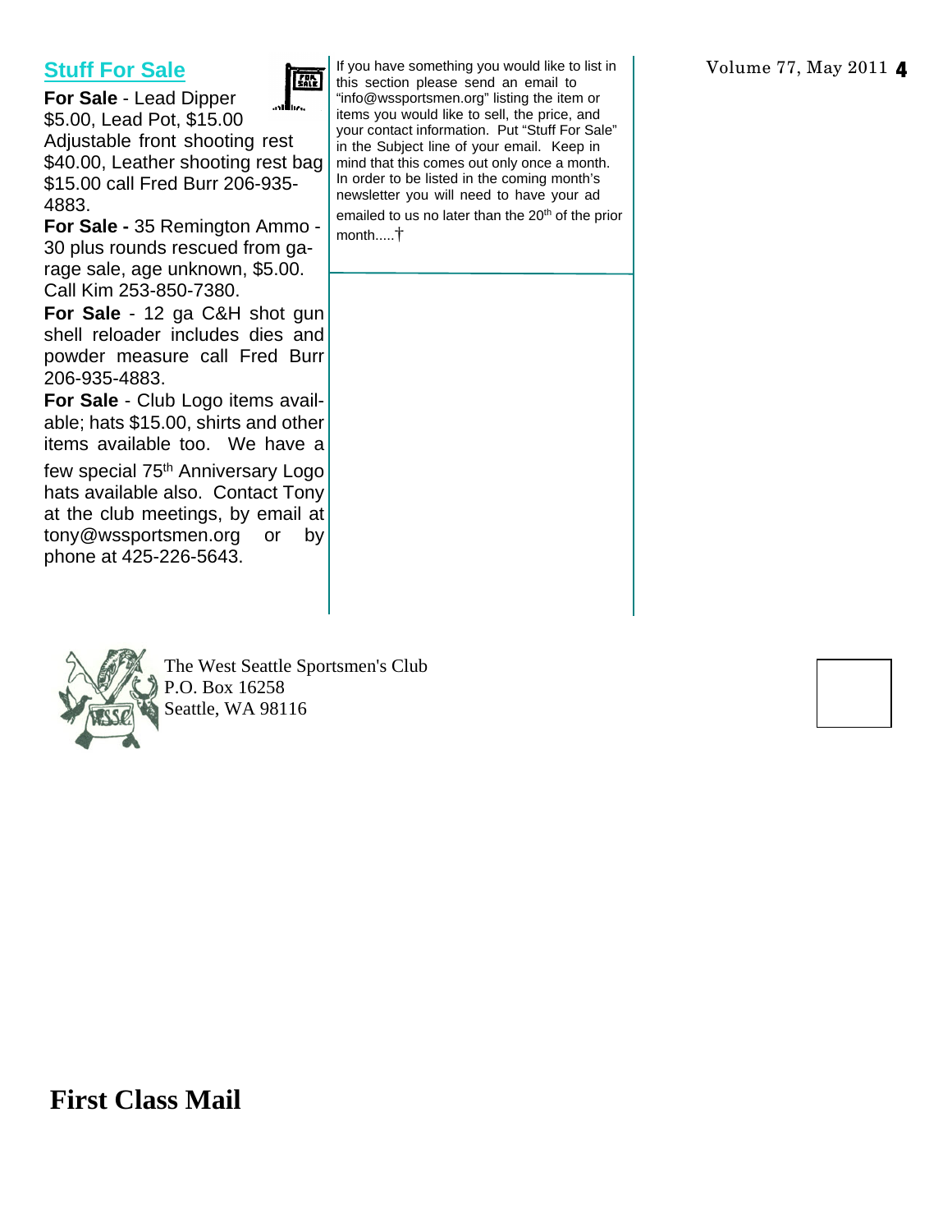## Stuff For Sale

**For Sale** - Lead Dipper $5.00, Lead Pot, $15.00 Adjustable front shooting rest $40.00, Leather shooting rest bag $15.00 call Fred Burr 206-935-4883.

**For Sale -** 35 Remington Ammo - 30 plus rounds rescued from garage sale, age unknown, $5.00. Call Kim 253-850-7380.

**For Sale** - 12 ga C&H shot gun shell reloader includes dies and powder measure call Fred Burr 206-935-4883.

**For Sale** - Club Logo items available; hats $15.00, shirts and other items available too. We have a few special 75th Anniversary Logo hats available also. Contact Tony at the club meetings, by email at tony@wssportsmen.org or by phone at 425-226-5643.

If you have something you would like to list in this section please send an email to "info@wssportsmen.org" listing the item or items you would like to sell, the price, and your contact information. Put "Stuff For Sale" in the Subject line of your email. Keep in mind that this comes out only once a month. In order to be listed in the coming month's newsletter you will need to have your ad emailed to us no later than the 20th of the prior month.....†

The West Seattle Sportsmen's Club
P.O. Box 16258
Seattle, WA 98116

**First Class Mail**